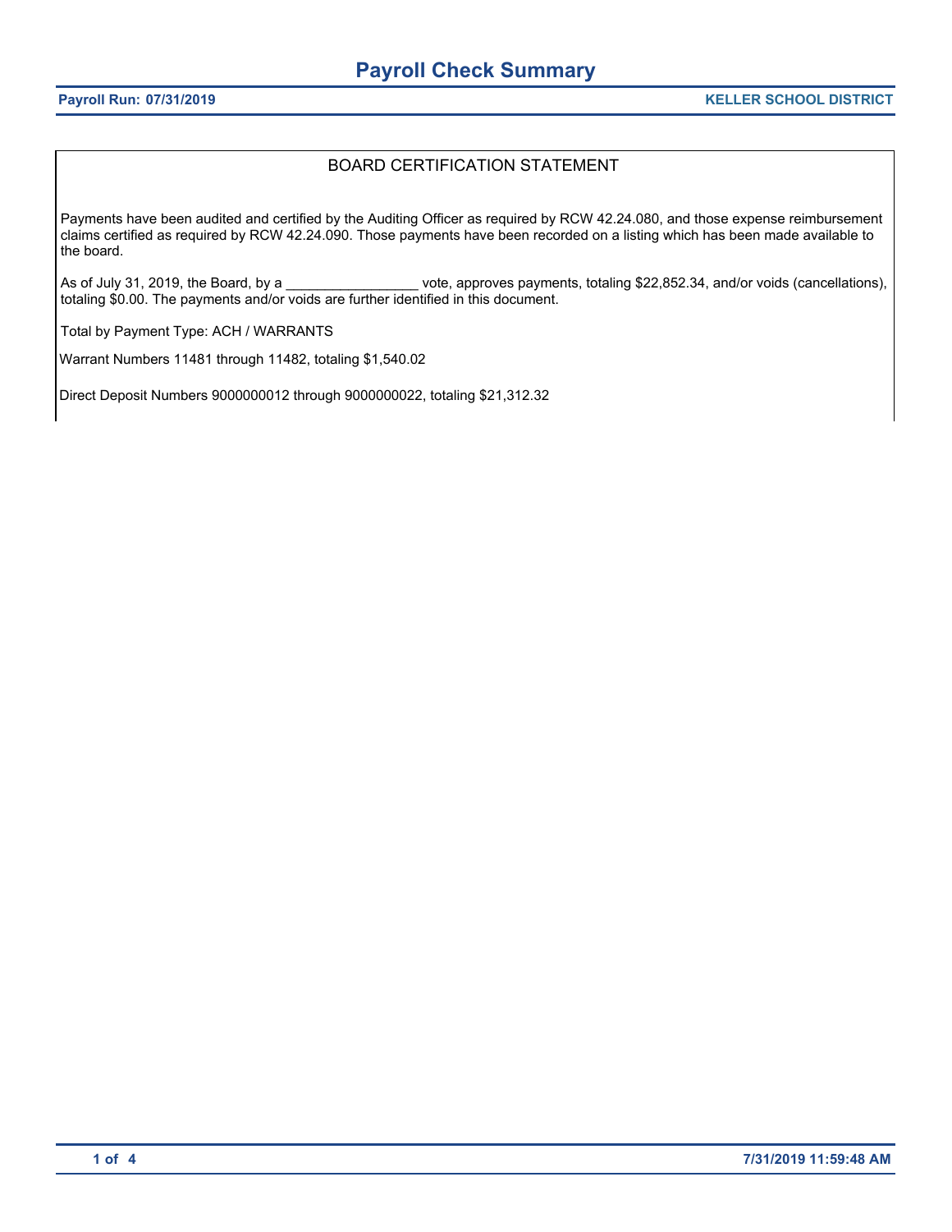# Payroll Check Summary

**Payroll Run: 07/31/2019** **KELLER SCHOOL DISTRICT**

## BOARD CERTIFICATION STATEMENT

Payments have been audited and certified by the Auditing Officer as required by RCW 42.24.080, and those expense reimbursement claims certified as required by RCW 42.24.090. Those payments have been recorded on a listing which has been made available to the board.

As of July 31, 2019, the Board, by a _________________ vote, approves payments, totaling $22,852.34, and/or voids (cancellations), totaling $0.00. The payments and/or voids are further identified in this document.

Total by Payment Type: ACH / WARRANTS

Warrant Numbers 11481 through 11482, totaling $1,540.02

Direct Deposit Numbers 9000000012 through 9000000022, totaling $21,312.32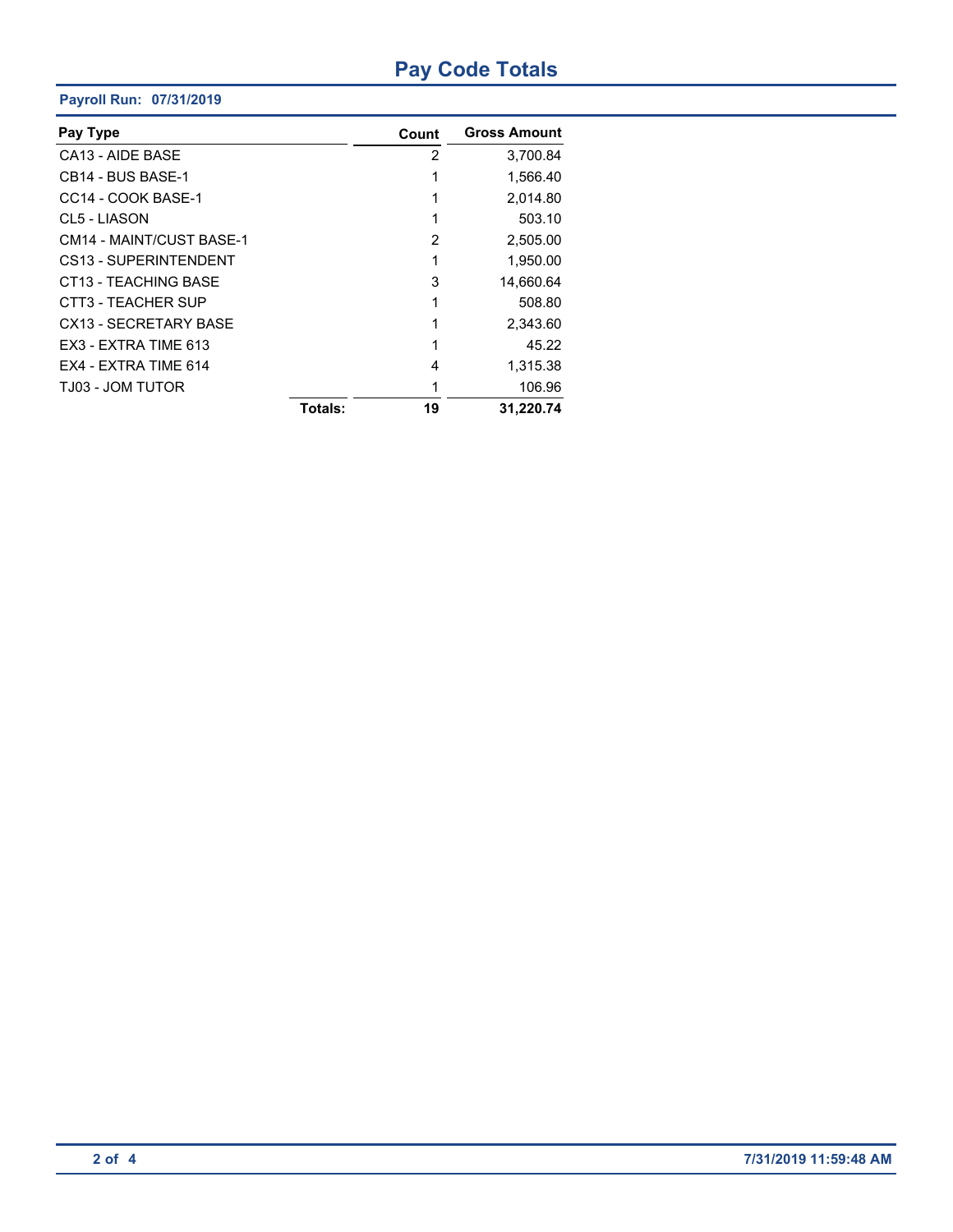# Pay Code Totals

**Payroll Run: 07/31/2019**

| Pay Type | Count | Gross Amount |
|---|---|---|
| CA13 - AIDE BASE | 2 | 3,700.84 |
| CB14 - BUS BASE-1 | 1 | 1,566.40 |
| CC14 - COOK BASE-1 | 1 | 2,014.80 |
| CL5 - LIASON | 1 | 503.10 |
| CM14 - MAINT/CUST BASE-1 | 2 | 2,505.00 |
| CS13 - SUPERINTENDENT | 1 | 1,950.00 |
| CT13 - TEACHING BASE | 3 | 14,660.64 |
| CTT3 - TEACHER SUP | 1 | 508.80 |
| CX13 - SECRETARY BASE | 1 | 2,343.60 |
| EX3 - EXTRA TIME 613 | 1 | 45.22 |
| EX4 - EXTRA TIME 614 | 4 | 1,315.38 |
| TJ03 - JOM TUTOR | 1 | 106.96 |
| **Totals:** | **19** | **31,220.74** |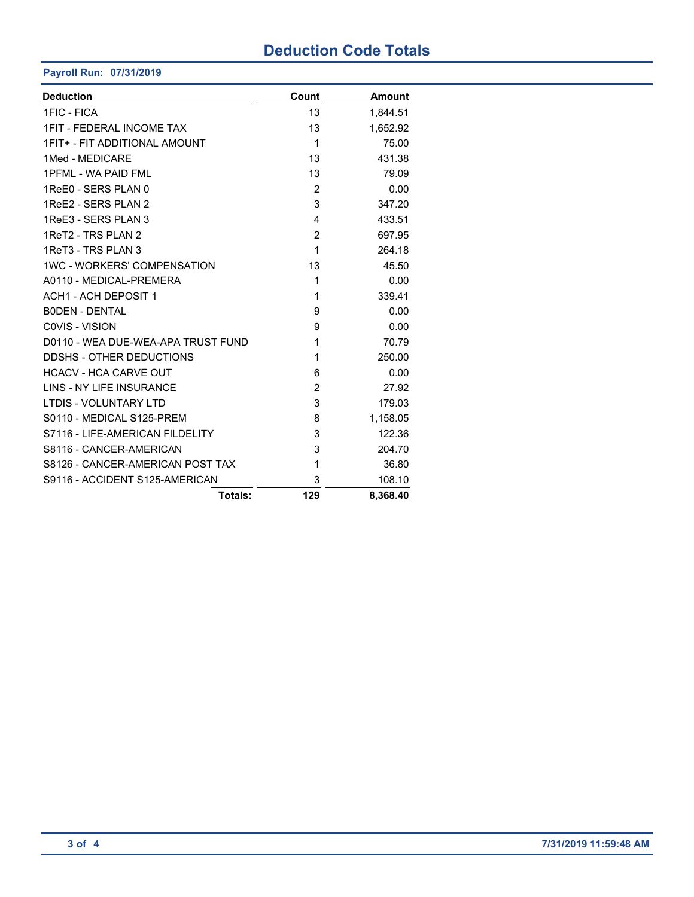# Deduction Code Totals

**Payroll Run: 07/31/2019**

| Deduction | Count | Amount |
|---|---|---|
| 1FIC - FICA | 13 | 1,844.51 |
| 1FIT - FEDERAL INCOME TAX | 13 | 1,652.92 |
| 1FIT+ - FIT ADDITIONAL AMOUNT | 1 | 75.00 |
| 1Med - MEDICARE | 13 | 431.38 |
| 1PFML - WA PAID FML | 13 | 79.09 |
| 1ReE0 - SERS PLAN 0 | 2 | 0.00 |
| 1ReE2 - SERS PLAN 2 | 3 | 347.20 |
| 1ReE3 - SERS PLAN 3 | 4 | 433.51 |
| 1ReT2 - TRS PLAN 2 | 2 | 697.95 |
| 1ReT3 - TRS PLAN 3 | 1 | 264.18 |
| 1WC - WORKERS' COMPENSATION | 13 | 45.50 |
| A0110 - MEDICAL-PREMERA | 1 | 0.00 |
| ACH1 - ACH DEPOSIT 1 | 1 | 339.41 |
| B0DEN - DENTAL | 9 | 0.00 |
| C0VIS - VISION | 9 | 0.00 |
| D0110 - WEA DUE-WEA-APA TRUST FUND | 1 | 70.79 |
| DDSHS - OTHER DEDUCTIONS | 1 | 250.00 |
| HCACV - HCA CARVE OUT | 6 | 0.00 |
| LINS - NY LIFE INSURANCE | 2 | 27.92 |
| LTDIS - VOLUNTARY LTD | 3 | 179.03 |
| S0110 - MEDICAL S125-PREM | 8 | 1,158.05 |
| S7116 - LIFE-AMERICAN FILDELITY | 3 | 122.36 |
| S8116 - CANCER-AMERICAN | 3 | 204.70 |
| S8126 - CANCER-AMERICAN POST TAX | 1 | 36.80 |
| S9116 - ACCIDENT S125-AMERICAN | 3 | 108.10 |
| **Totals:** | **129** | **8,368.40** |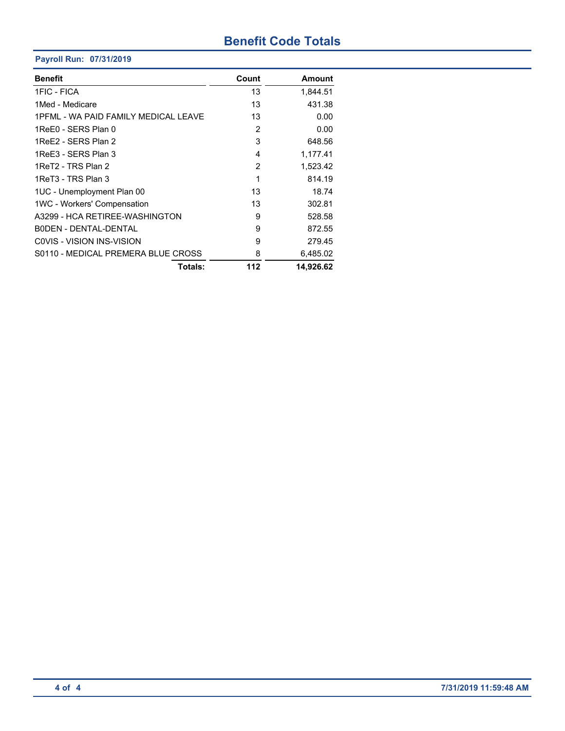# Benefit Code Totals

**Payroll Run: 07/31/2019**

| Benefit | Count | Amount |
| --- | --- | --- |
| 1FIC - FICA | 13 | 1,844.51 |
| 1Med - Medicare | 13 | 431.38 |
| 1PFML - WA PAID FAMILY MEDICAL LEAVE | 13 | 0.00 |
| 1ReE0 - SERS Plan 0 | 2 | 0.00 |
| 1ReE2 - SERS Plan 2 | 3 | 648.56 |
| 1ReE3 - SERS Plan 3 | 4 | 1,177.41 |
| 1ReT2 - TRS Plan 2 | 2 | 1,523.42 |
| 1ReT3 - TRS Plan 3 | 1 | 814.19 |
| 1UC - Unemployment Plan 00 | 13 | 18.74 |
| 1WC - Workers' Compensation | 13 | 302.81 |
| A3299 - HCA RETIREE-WASHINGTON | 9 | 528.58 |
| B0DEN - DENTAL-DENTAL | 9 | 872.55 |
| C0VIS - VISION INS-VISION | 9 | 279.45 |
| S0110 - MEDICAL PREMERA BLUE CROSS | 8 | 6,485.02 |
| **Totals:** | **112** | **14,926.62** |

7/31/2019 11:59:48 AM